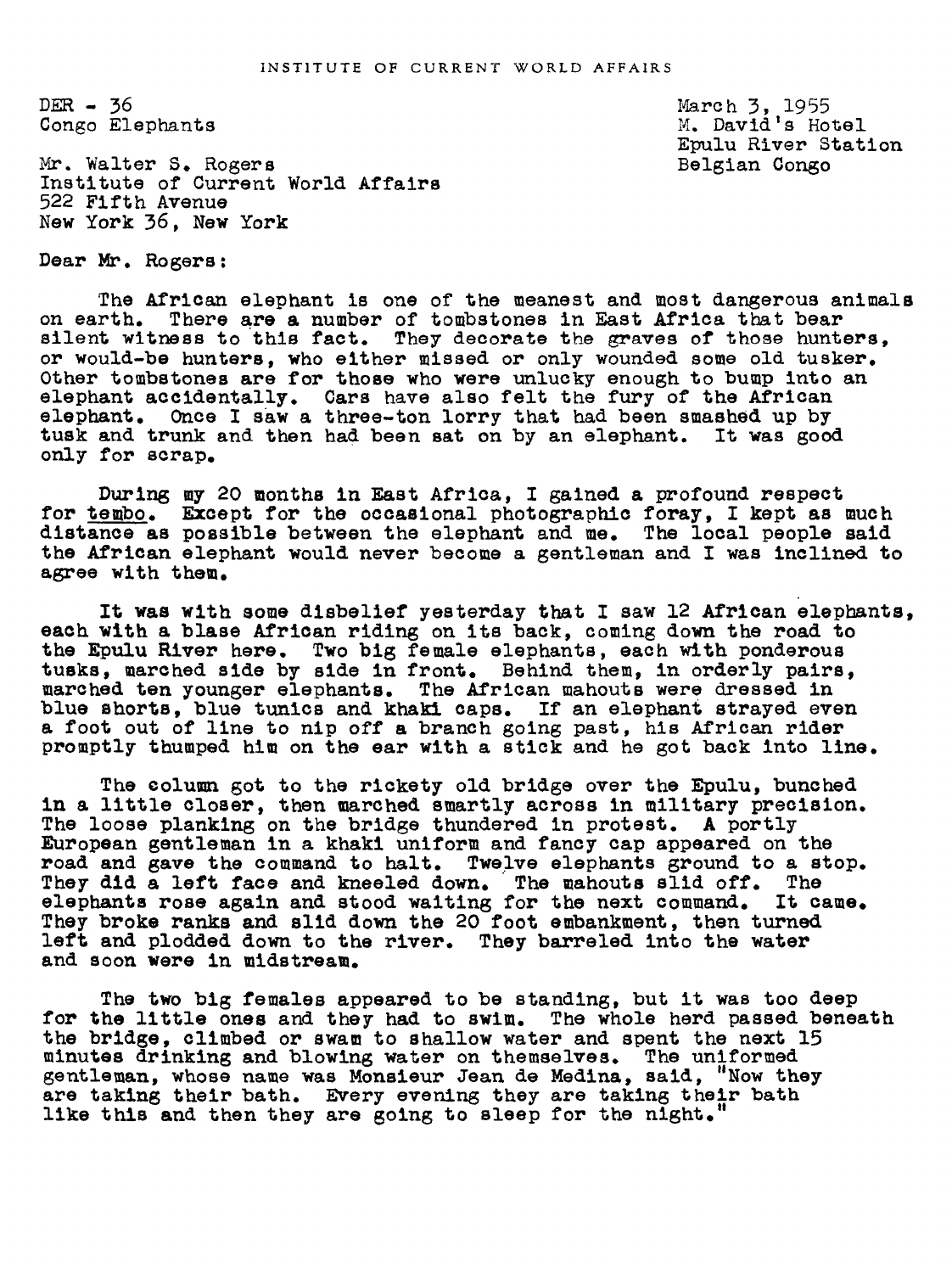INSTITUTE OF CURRENT WORLD AFFAIRS

DER - 36
Congo Elephants

March 3, 1955
M. David's Hotel
Epulu River Station
Belgian Congo

Mr. Walter S. Rogers
Institute of Current World Affairs
522 Fifth Avenue
New York 36, New York

Dear Mr. Rogers:

The African elephant is one of the meanest and most dangerous animals on earth. There are a number of tombstones in East Africa that bear silent witness to this fact. They decorate the graves of those hunters, or would-be hunters, who either missed or only wounded some old tusker. Other tombstones are for those who were unlucky enough to bump into an elephant accidentally. Cars have also felt the fury of the African elephant. Once I saw a three-ton lorry that had been smashed up by tusk and trunk and then had been sat on by an elephant. It was good only for scrap.

During my 20 months in East Africa, I gained a profound respect for tembo. Except for the occasional photographic foray, I kept as much distance as possible between the elephant and me. The local people said the African elephant would never become a gentleman and I was inclined to agree with them.

It was with some disbelief yesterday that I saw 12 African elephants, each with a blase African riding on its back, coming down the road to the Epulu River here. Two big female elephants, each with ponderous tusks, marched side by side in front. Behind them, in orderly pairs, marched ten younger elephants. The African mahouts were dressed in blue shorts, blue tunics and khaki caps. If an elephant strayed even a foot out of line to nip off a branch going past, his African rider promptly thumped him on the ear with a stick and he got back into line.

The column got to the rickety old bridge over the Epulu, bunched in a little closer, then marched smartly across in military precision. The loose planking on the bridge thundered in protest. A portly European gentleman in a khaki uniform and fancy cap appeared on the road and gave the command to halt. Twelve elephants ground to a stop. They did a left face and kneeled down. The mahouts slid off. The elephants rose again and stood waiting for the next command. It came. They broke ranks and slid down the 20 foot embankment, then turned left and plodded down to the river. They barreled into the water and soon were in midstream.

The two big females appeared to be standing, but it was too deep for the little ones and they had to swim. The whole herd passed beneath the bridge, climbed or swam to shallow water and spent the next 15 minutes drinking and blowing water on themselves. The uniformed gentleman, whose name was Monsieur Jean de Medina, said, "Now they are taking their bath. Every evening they are taking their bath like this and then they are going to sleep for the night."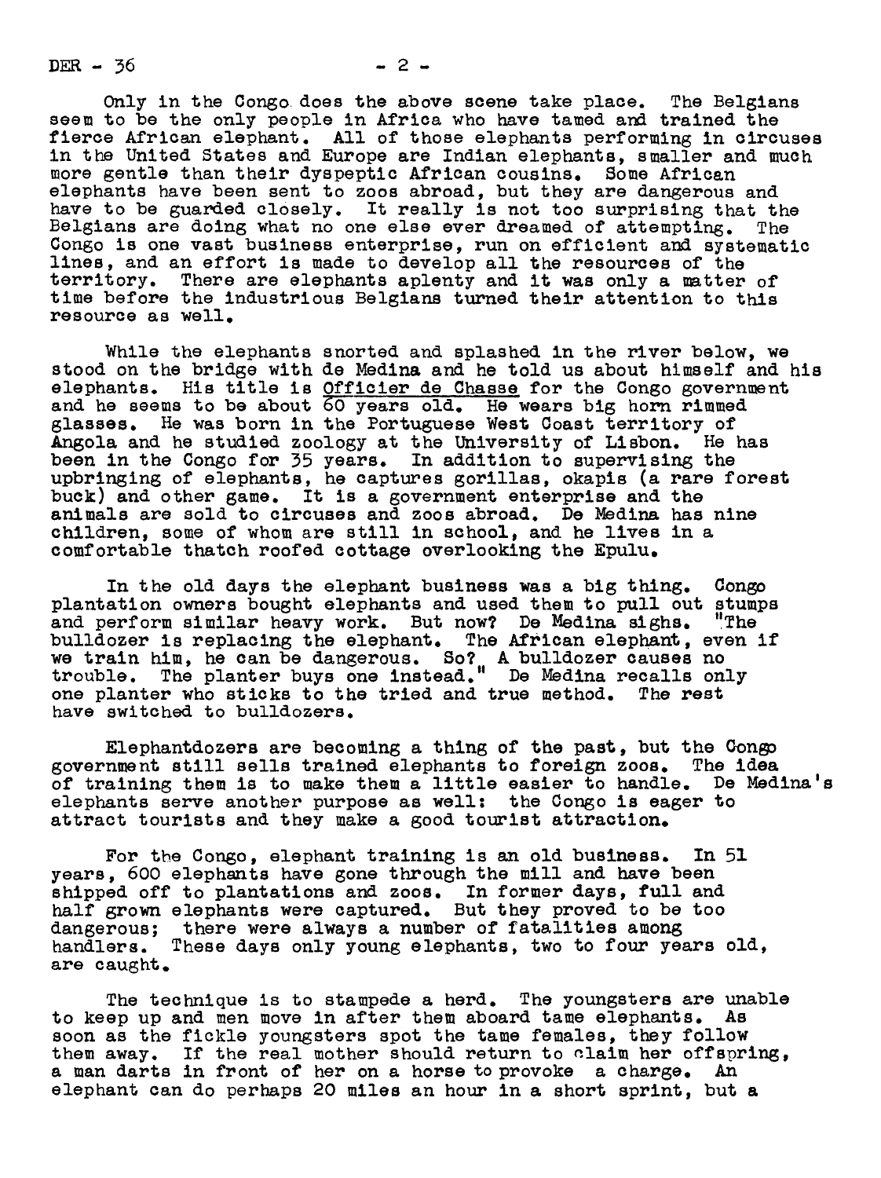Only in the Congo does the above scene take place. The Belgians seem to be the only people in Africa who have tamed and trained the fierce African elephant. All of those elephants performing in circuses in the United States and Europe are Indian elephants, smaller and much more gentle than their dyspeptic African cousins. Some African elephants have been sent to zoos abroad, but they are dangerous and have to be guarded closely. It really is not too surprising that the Belgians are doing what no one else ever dreamed of attempting. The Congo is one vast business enterprise, run on efficient and systematic lines, and an effort is made to develop all the resources of the territory. There are elephants aplenty and it was only a matter of time before the industrious Belgians turned their attention to this resource as well.

While the elephants snorted and splashed in the river below, we stood on the bridge with de Medina and he told us about himself and his elephants. His title is Officier de Chasse for the Congo government and he seems to be about 60 years old. He wears big horn rimmed glasses. He was born in the Portuguese West Coast territory of Angola and he studied zoology at the University of Lisbon. He has been in the Congo for 35 years. In addition to supervising the upbringing of elephants, he captures gorillas, okapis (a rare forest buck) and other game. It is a government enterprise and the animals are sold to circuses and zoos abroad. De Medina has nine children, some of whom are still in school, and he lives in a comfortable thatch roofed cottage overlooking the Epulu.

In the old days the elephant business was a big thing. Congo plantation owners bought elephants and used them to pull out stumps and perform similar heavy work. But now? De Medina sighs. "The bulldozer is replacing the elephant. The African elephant, even if we train him, he can be dangerous. So? A bulldozer causes no trouble. The planter buys one instead." De Medina recalls only one planter who sticks to the tried and true method. The rest have switched to bulldozers.

Elephantdozers are becoming a thing of the past, but the Congo government still sells trained elephants to foreign zoos. The idea of training them is to make them a little easier to handle. De Medina's elephants serve another purpose as well: the Congo is eager to attract tourists and they make a good tourist attraction.

For the Congo, elephant training is an old business. In 51 years, 600 elephants have gone through the mill and have been shipped off to plantations and zoos. In former days, full and half grown elephants were captured. But they proved to be too dangerous; there were always a number of fatalities among handlers. These days only young elephants, two to four years old, are caught.

The technique is to stampede a herd. The youngsters are unable to keep up and men move in after them aboard tame elephants. As soon as the fickle youngsters spot the tame females, they follow them away. If the real mother should return to claim her offspring, a man darts in front of her on a horse to provoke a charge. An elephant can do perhaps 20 miles an hour in a short sprint, but a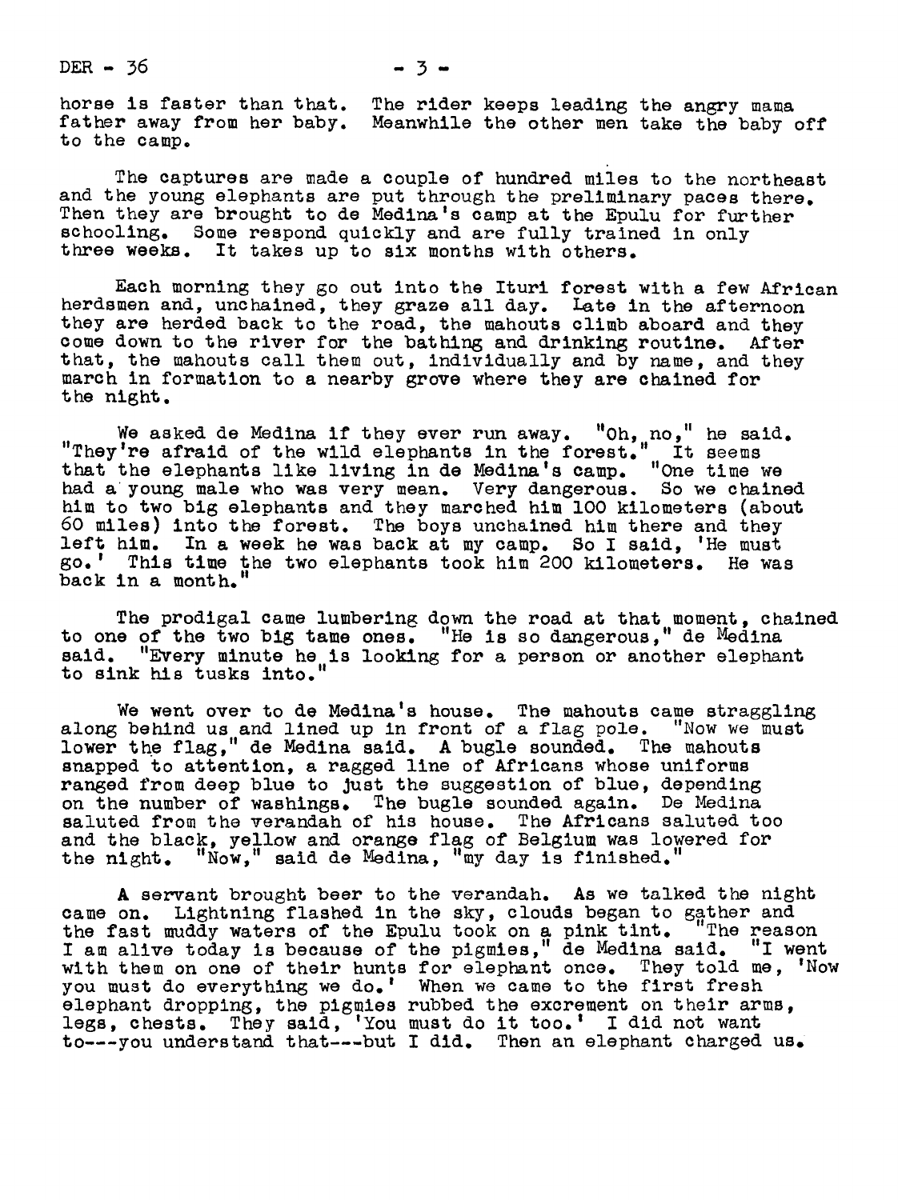horse is faster than that. The rider keeps leading the angry mama father away from her baby. Meanwhile the other men take the baby off to the camp.

The captures are made a couple of hundred miles to the northeast and the young elephants are put through the preliminary paces there. Then they are brought to de Medina's camp at the Epulu for further schooling. Some respond quickly and are fully trained in only three weeks. It takes up to six months with others.

Each morning they go out into the Ituri forest with a few African herdsmen and, unchained, they graze all day. Late in the afternoon they are herded back to the road, the mahouts climb aboard and they come down to the river for the bathing and drinking routine. After that, the mahouts call them out, individually and by name, and they march in formation to a nearby grove where they are chained for the night.

We asked de Medina if they ever run away. "Oh, no," he said. "They're afraid of the wild elephants in the forest." It seems that the elephants like living in de Medina's camp. "One time we had a young male who was very mean. Very dangerous. So we chained him to two big elephants and they marched him 100 kilometers (about 60 miles) into the forest. The boys unchained him there and they left him. In a week he was back at my camp. So I said, 'He must go.' This time the two elephants took him 200 kilometers. He was back in a month."

The prodigal came lumbering down the road at that moment, chained to one of the two big tame ones. "He is so dangerous," de Medina said. "Every minute he is looking for a person or another elephant to sink his tusks into."

We went over to de Medina's house. The mahouts came straggling along behind us and lined up in front of a flag pole. "Now we must lower the flag," de Medina said. A bugle sounded. The mahouts snapped to attention, a ragged line of Africans whose uniforms ranged from deep blue to just the suggestion of blue, depending on the number of washings. The bugle sounded again. De Medina saluted from the verandah of his house. The Africans saluted too and the black, yellow and orange flag of Belgium was lowered for the night. "Now," said de Medina, "my day is finished."

A servant brought beer to the verandah. As we talked the night came on. Lightning flashed in the sky, clouds began to gather and the fast muddy waters of the Epulu took on a pink tint. "The reason I am alive today is because of the pigmies," de Medina said. "I went with them on one of their hunts for elephant once. They told me, 'Now you must do everything we do.' When we came to the first fresh elephant dropping, the pigmies rubbed the excrement on their arms, legs, chests. They said, 'You must do it too.' I did not want to---you understand that---but I did. Then an elephant charged us.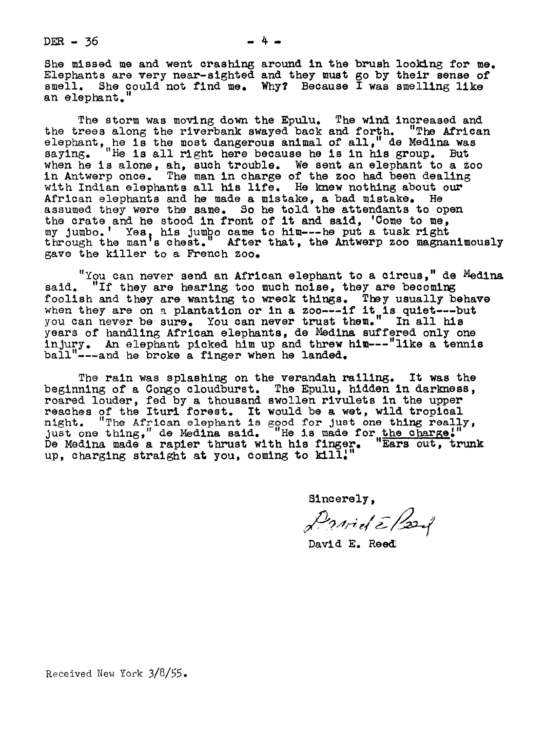She missed me and went crashing around in the brush looking for me. Elephants are very near-sighted and they must go by their sense of smell. She could not find me. Why? Because I was smelling like an elephant."

The storm was moving down the Epulu. The wind increased and the trees along the riverbank swayed back and forth. "The African elephant, he is the most dangerous animal of all," de Medina was saying. "He is all right here because he is in his group. But when he is alone, ah, such trouble. We sent an elephant to a zoo in Antwerp once. The man in charge of the zoo had been dealing with Indian elephants all his life. He knew nothing about our African elephants and he made a mistake, a bad mistake. He assumed they were the same. So he told the attendants to open the crate and he stood in front of it and said, 'Come to me, my jumbo.' Yes, his jumbo came to him---he put a tusk right through the man's chest." After that, the Antwerp zoo magnanimously gave the killer to a French zoo.

"You can never send an African elephant to a circus," de Medina said. "If they are hearing too much noise, they are becoming foolish and they are wanting to wreck things. They usually behave when they are on a plantation or in a zoo---if it is quiet---but you can never be sure. You can never trust them." In all his years of handling African elephants, de Medina suffered only one injury. An elephant picked him up and threw him---"like a tennis ball"---and he broke a finger when he landed.

The rain was splashing on the verandah railing. It was the beginning of a Congo cloudburst. The Epulu, hidden in darkness, roared louder, fed by a thousand swollen rivulets in the upper reaches of the Ituri forest. It would be a wet, wild tropical night. "The African elephant is good for just one thing really, just one thing," de Medina said. "He is made for the charge!" De Medina made a rapier thrust with his finger. "Ears out, trunk up, charging straight at you, coming to kill!"

Sincerely,

David E. Reed

David E. Reed

Received New York 3/8/55.